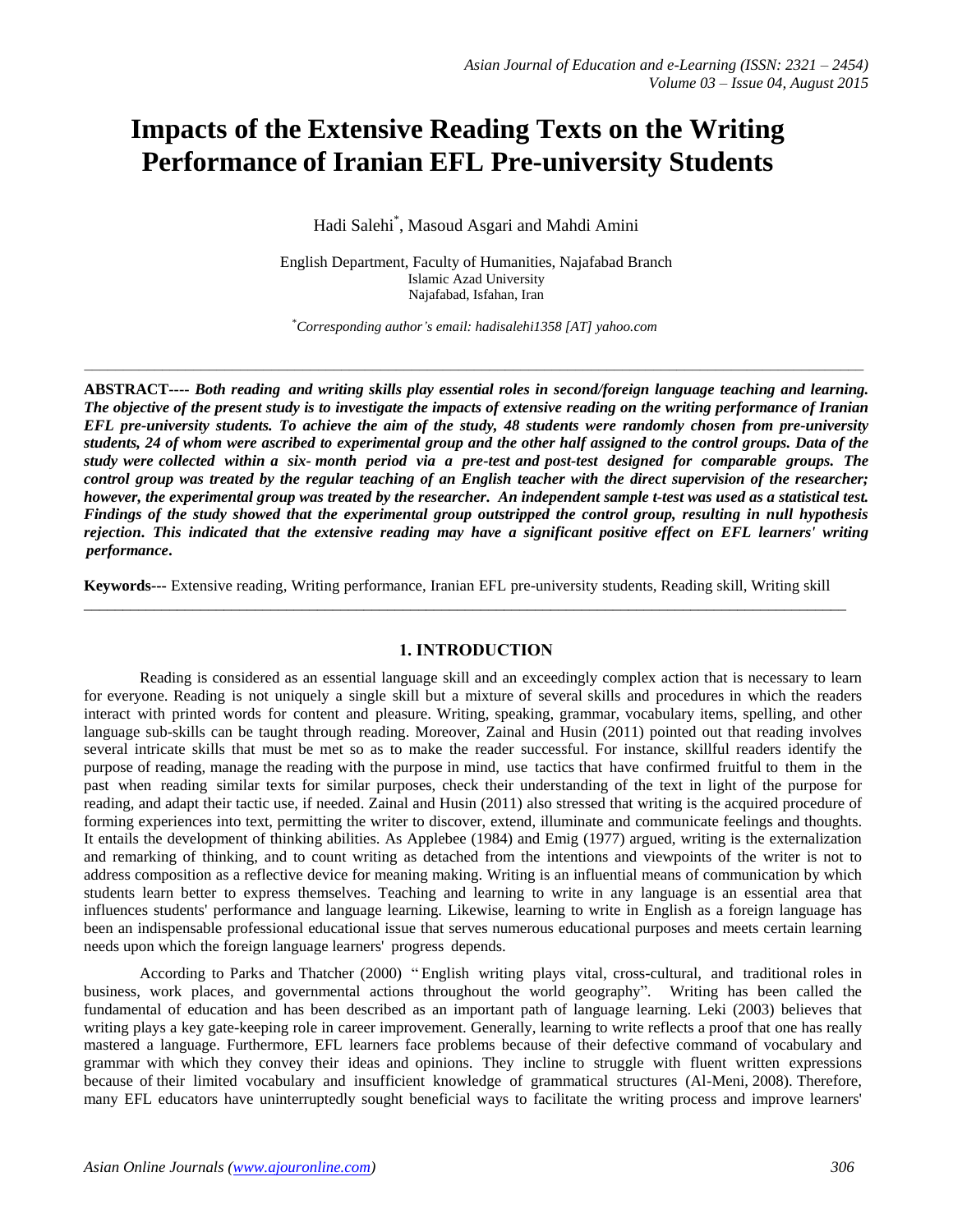# Impacts of the Extensive Reading Texts on the Writing Performance of Iranian EFL Pre-university Students

Hadi Salehi*, Masoud Asgari and Mahdi Amini

English Department, Faculty of Humanities, Najafabad Branch
Islamic Azad University
Najafabad, Isfahan, Iran

*Corresponding author's email: hadisalehi1358 [AT] yahoo.com

---

**ABSTRACT----** ***Both reading and writing skills play essential roles in second/foreign language teaching and learning. The objective of the present study is to investigate the impacts of extensive reading on the writing performance of Iranian EFL pre-university students. To achieve the aim of the study, 48 students were randomly chosen from pre-university students, 24 of whom were ascribed to experimental group and the other half assigned to the control groups. Data of the study were collected within a six- month period via a pre-test and post-test designed for comparable groups. The control group was treated by the regular teaching of an English teacher with the direct supervision of the researcher; however, the experimental group was treated by the researcher. An independent sample t-test was used as a statistical test. Findings of the study showed that the experimental group outstripped the control group, resulting in null hypothesis rejection. This indicated that the extensive reading may have a significant positive effect on EFL learners' writing performance.***

**Keywords---** Extensive reading, Writing performance, Iranian EFL pre-university students, Reading skill, Writing skill

---

## 1. INTRODUCTION

Reading is considered as an essential language skill and an exceedingly complex action that is necessary to learn for everyone. Reading is not uniquely a single skill but a mixture of several skills and procedures in which the readers interact with printed words for content and pleasure. Writing, speaking, grammar, vocabulary items, spelling, and other language sub-skills can be taught through reading. Moreover, Zainal and Husin (2011) pointed out that reading involves several intricate skills that must be met so as to make the reader successful. For instance, skillful readers identify the purpose of reading, manage the reading with the purpose in mind, use tactics that have confirmed fruitful to them in the past when reading similar texts for similar purposes, check their understanding of the text in light of the purpose for reading, and adapt their tactic use, if needed. Zainal and Husin (2011) also stressed that writing is the acquired procedure of forming experiences into text, permitting the writer to discover, extend, illuminate and communicate feelings and thoughts. It entails the development of thinking abilities. As Applebee (1984) and Emig (1977) argued, writing is the externalization and remarking of thinking, and to count writing as detached from the intentions and viewpoints of the writer is not to address composition as a reflective device for meaning making. Writing is an influential means of communication by which students learn better to express themselves. Teaching and learning to write in any language is an essential area that influences students' performance and language learning. Likewise, learning to write in English as a foreign language has been an indispensable professional educational issue that serves numerous educational purposes and meets certain learning needs upon which the foreign language learners' progress depends.

According to Parks and Thatcher (2000) "English writing plays vital, cross-cultural, and traditional roles in business, work places, and governmental actions throughout the world geography". Writing has been called the fundamental of education and has been described as an important path of language learning. Leki (2003) believes that writing plays a key gate-keeping role in career improvement. Generally, learning to write reflects a proof that one has really mastered a language. Furthermore, EFL learners face problems because of their defective command of vocabulary and grammar with which they convey their ideas and opinions. They incline to struggle with fluent written expressions because of their limited vocabulary and insufficient knowledge of grammatical structures (Al-Meni, 2008). Therefore, many EFL educators have uninterruptedly sought beneficial ways to facilitate the writing process and improve learners'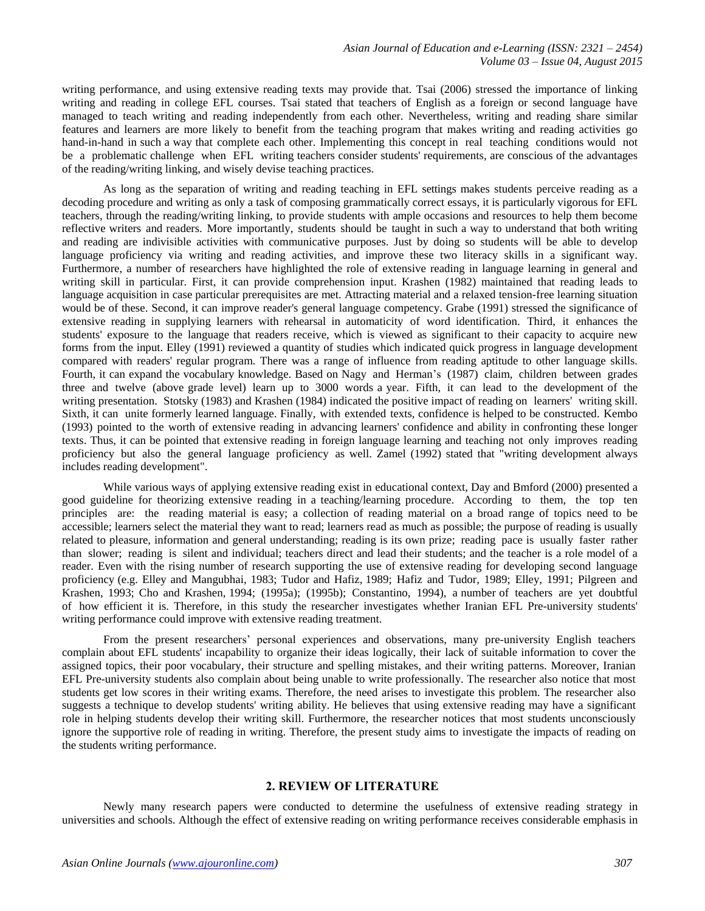writing performance, and using extensive reading texts may provide that. Tsai (2006) stressed the importance of linking writing and reading in college EFL courses. Tsai stated that teachers of English as a foreign or second language have managed to teach writing and reading independently from each other. Nevertheless, writing and reading share similar features and learners are more likely to benefit from the teaching program that makes writing and reading activities go hand-in-hand in such a way that complete each other. Implementing this concept in real teaching conditions would not be a problematic challenge when EFL writing teachers consider students' requirements, are conscious of the advantages of the reading/writing linking, and wisely devise teaching practices.

As long as the separation of writing and reading teaching in EFL settings makes students perceive reading as a decoding procedure and writing as only a task of composing grammatically correct essays, it is particularly vigorous for EFL teachers, through the reading/writing linking, to provide students with ample occasions and resources to help them become reflective writers and readers. More importantly, students should be taught in such a way to understand that both writing and reading are indivisible activities with communicative purposes. Just by doing so students will be able to develop language proficiency via writing and reading activities, and improve these two literacy skills in a significant way. Furthermore, a number of researchers have highlighted the role of extensive reading in language learning in general and writing skill in particular. First, it can provide comprehension input. Krashen (1982) maintained that reading leads to language acquisition in case particular prerequisites are met. Attracting material and a relaxed tension-free learning situation would be of these. Second, it can improve reader's general language competency. Grabe (1991) stressed the significance of extensive reading in supplying learners with rehearsal in automaticity of word identification. Third, it enhances the students' exposure to the language that readers receive, which is viewed as significant to their capacity to acquire new forms from the input. Elley (1991) reviewed a quantity of studies which indicated quick progress in language development compared with readers' regular program. There was a range of influence from reading aptitude to other language skills. Fourth, it can expand the vocabulary knowledge. Based on Nagy and Herman's (1987) claim, children between grades three and twelve (above grade level) learn up to 3000 words a year. Fifth, it can lead to the development of the writing presentation. Stotsky (1983) and Krashen (1984) indicated the positive impact of reading on learners' writing skill. Sixth, it can unite formerly learned language. Finally, with extended texts, confidence is helped to be constructed. Kembo (1993) pointed to the worth of extensive reading in advancing learners' confidence and ability in confronting these longer texts. Thus, it can be pointed that extensive reading in foreign language learning and teaching not only improves reading proficiency but also the general language proficiency as well. Zamel (1992) stated that "writing development always includes reading development".

While various ways of applying extensive reading exist in educational context, Day and Bmford (2000) presented a good guideline for theorizing extensive reading in a teaching/learning procedure. According to them, the top ten principles are: the reading material is easy; a collection of reading material on a broad range of topics need to be accessible; learners select the material they want to read; learners read as much as possible; the purpose of reading is usually related to pleasure, information and general understanding; reading is its own prize; reading pace is usually faster rather than slower; reading is silent and individual; teachers direct and lead their students; and the teacher is a role model of a reader. Even with the rising number of research supporting the use of extensive reading for developing second language proficiency (e.g. Elley and Mangubhai, 1983; Tudor and Hafiz, 1989; Hafiz and Tudor, 1989; Elley, 1991; Pilgreen and Krashen, 1993; Cho and Krashen, 1994; (1995a); (1995b); Constantino, 1994), a number of teachers are yet doubtful of how efficient it is. Therefore, in this study the researcher investigates whether Iranian EFL Pre-university students' writing performance could improve with extensive reading treatment.

From the present researchers' personal experiences and observations, many pre-university English teachers complain about EFL students' incapability to organize their ideas logically, their lack of suitable information to cover the assigned topics, their poor vocabulary, their structure and spelling mistakes, and their writing patterns. Moreover, Iranian EFL Pre-university students also complain about being unable to write professionally. The researcher also notice that most students get low scores in their writing exams. Therefore, the need arises to investigate this problem. The researcher also suggests a technique to develop students' writing ability. He believes that using extensive reading may have a significant role in helping students develop their writing skill. Furthermore, the researcher notices that most students unconsciously ignore the supportive role of reading in writing. Therefore, the present study aims to investigate the impacts of reading on the students writing performance.

## 2. REVIEW OF LITERATURE

Newly many research papers were conducted to determine the usefulness of extensive reading strategy in universities and schools. Although the effect of extensive reading on writing performance receives considerable emphasis in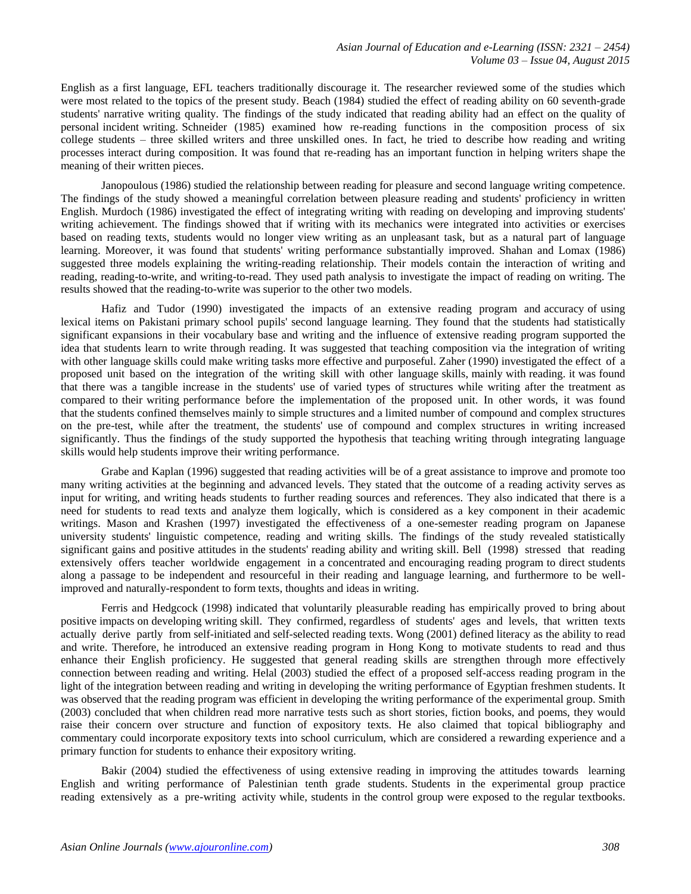English as a first language, EFL teachers traditionally discourage it. The researcher reviewed some of the studies which were most related to the topics of the present study. Beach (1984) studied the effect of reading ability on 60 seventh-grade students' narrative writing quality. The findings of the study indicated that reading ability had an effect on the quality of personal incident writing. Schneider (1985) examined how re-reading functions in the composition process of six college students – three skilled writers and three unskilled ones. In fact, he tried to describe how reading and writing processes interact during composition. It was found that re-reading has an important function in helping writers shape the meaning of their written pieces.

Janopoulous (1986) studied the relationship between reading for pleasure and second language writing competence. The findings of the study showed a meaningful correlation between pleasure reading and students' proficiency in written English. Murdoch (1986) investigated the effect of integrating writing with reading on developing and improving students' writing achievement. The findings showed that if writing with its mechanics were integrated into activities or exercises based on reading texts, students would no longer view writing as an unpleasant task, but as a natural part of language learning. Moreover, it was found that students' writing performance substantially improved. Shahan and Lomax (1986) suggested three models explaining the writing-reading relationship. Their models contain the interaction of writing and reading, reading-to-write, and writing-to-read. They used path analysis to investigate the impact of reading on writing. The results showed that the reading-to-write was superior to the other two models.

Hafiz and Tudor (1990) investigated the impacts of an extensive reading program and accuracy of using lexical items on Pakistani primary school pupils' second language learning. They found that the students had statistically significant expansions in their vocabulary base and writing and the influence of extensive reading program supported the idea that students learn to write through reading. It was suggested that teaching composition via the integration of writing with other language skills could make writing tasks more effective and purposeful. Zaher (1990) investigated the effect of a proposed unit based on the integration of the writing skill with other language skills, mainly with reading. it was found that there was a tangible increase in the students' use of varied types of structures while writing after the treatment as compared to their writing performance before the implementation of the proposed unit. In other words, it was found that the students confined themselves mainly to simple structures and a limited number of compound and complex structures on the pre-test, while after the treatment, the students' use of compound and complex structures in writing increased significantly. Thus the findings of the study supported the hypothesis that teaching writing through integrating language skills would help students improve their writing performance.

Grabe and Kaplan (1996) suggested that reading activities will be of a great assistance to improve and promote too many writing activities at the beginning and advanced levels. They stated that the outcome of a reading activity serves as input for writing, and writing heads students to further reading sources and references. They also indicated that there is a need for students to read texts and analyze them logically, which is considered as a key component in their academic writings. Mason and Krashen (1997) investigated the effectiveness of a one-semester reading program on Japanese university students' linguistic competence, reading and writing skills. The findings of the study revealed statistically significant gains and positive attitudes in the students' reading ability and writing skill. Bell (1998) stressed that reading extensively offers teacher worldwide engagement in a concentrated and encouraging reading program to direct students along a passage to be independent and resourceful in their reading and language learning, and furthermore to be well-improved and naturally-respondent to form texts, thoughts and ideas in writing.

Ferris and Hedgcock (1998) indicated that voluntarily pleasurable reading has empirically proved to bring about positive impacts on developing writing skill. They confirmed, regardless of students' ages and levels, that written texts actually derive partly from self-initiated and self-selected reading texts. Wong (2001) defined literacy as the ability to read and write. Therefore, he introduced an extensive reading program in Hong Kong to motivate students to read and thus enhance their English proficiency. He suggested that general reading skills are strengthen through more effectively connection between reading and writing. Helal (2003) studied the effect of a proposed self-access reading program in the light of the integration between reading and writing in developing the writing performance of Egyptian freshmen students. It was observed that the reading program was efficient in developing the writing performance of the experimental group. Smith (2003) concluded that when children read more narrative tests such as short stories, fiction books, and poems, they would raise their concern over structure and function of expository texts. He also claimed that topical bibliography and commentary could incorporate expository texts into school curriculum, which are considered a rewarding experience and a primary function for students to enhance their expository writing.

Bakir (2004) studied the effectiveness of using extensive reading in improving the attitudes towards learning English and writing performance of Palestinian tenth grade students. Students in the experimental group practice reading extensively as a pre-writing activity while, students in the control group were exposed to the regular textbooks.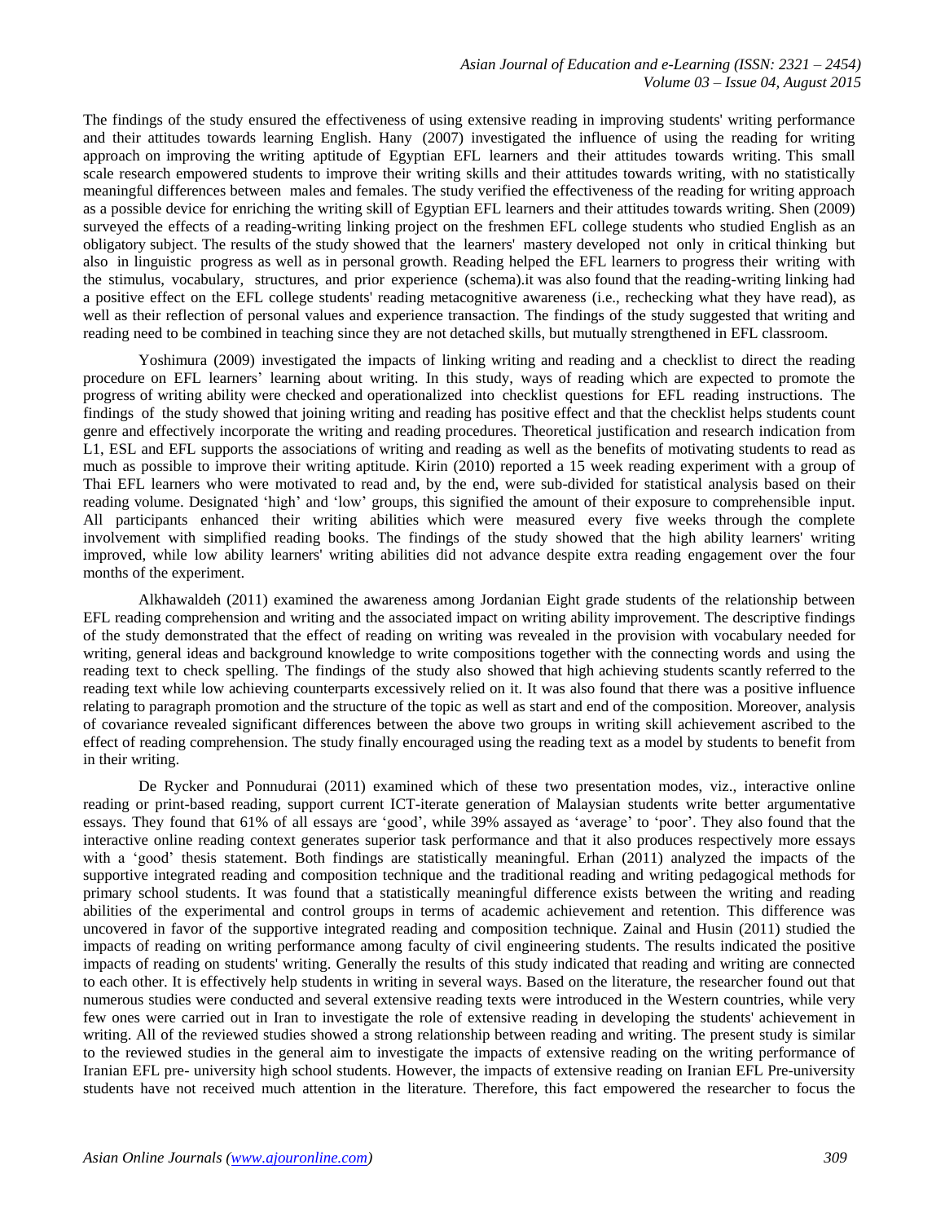The findings of the study ensured the effectiveness of using extensive reading in improving students' writing performance and their attitudes towards learning English. Hany (2007) investigated the influence of using the reading for writing approach on improving the writing aptitude of Egyptian EFL learners and their attitudes towards writing. This small scale research empowered students to improve their writing skills and their attitudes towards writing, with no statistically meaningful differences between males and females. The study verified the effectiveness of the reading for writing approach as a possible device for enriching the writing skill of Egyptian EFL learners and their attitudes towards writing. Shen (2009) surveyed the effects of a reading-writing linking project on the freshmen EFL college students who studied English as an obligatory subject. The results of the study showed that the learners' mastery developed not only in critical thinking but also in linguistic progress as well as in personal growth. Reading helped the EFL learners to progress their writing with the stimulus, vocabulary, structures, and prior experience (schema).it was also found that the reading-writing linking had a positive effect on the EFL college students' reading metacognitive awareness (i.e., rechecking what they have read), as well as their reflection of personal values and experience transaction. The findings of the study suggested that writing and reading need to be combined in teaching since they are not detached skills, but mutually strengthened in EFL classroom.

Yoshimura (2009) investigated the impacts of linking writing and reading and a checklist to direct the reading procedure on EFL learners' learning about writing. In this study, ways of reading which are expected to promote the progress of writing ability were checked and operationalized into checklist questions for EFL reading instructions. The findings of the study showed that joining writing and reading has positive effect and that the checklist helps students count genre and effectively incorporate the writing and reading procedures. Theoretical justification and research indication from L1, ESL and EFL supports the associations of writing and reading as well as the benefits of motivating students to read as much as possible to improve their writing aptitude. Kirin (2010) reported a 15 week reading experiment with a group of Thai EFL learners who were motivated to read and, by the end, were sub-divided for statistical analysis based on their reading volume. Designated 'high' and 'low' groups, this signified the amount of their exposure to comprehensible input. All participants enhanced their writing abilities which were measured every five weeks through the complete involvement with simplified reading books. The findings of the study showed that the high ability learners' writing improved, while low ability learners' writing abilities did not advance despite extra reading engagement over the four months of the experiment.

Alkhawaldeh (2011) examined the awareness among Jordanian Eight grade students of the relationship between EFL reading comprehension and writing and the associated impact on writing ability improvement. The descriptive findings of the study demonstrated that the effect of reading on writing was revealed in the provision with vocabulary needed for writing, general ideas and background knowledge to write compositions together with the connecting words and using the reading text to check spelling. The findings of the study also showed that high achieving students scantly referred to the reading text while low achieving counterparts excessively relied on it. It was also found that there was a positive influence relating to paragraph promotion and the structure of the topic as well as start and end of the composition. Moreover, analysis of covariance revealed significant differences between the above two groups in writing skill achievement ascribed to the effect of reading comprehension. The study finally encouraged using the reading text as a model by students to benefit from in their writing.

De Rycker and Ponnudurai (2011) examined which of these two presentation modes, viz., interactive online reading or print-based reading, support current ICT-iterate generation of Malaysian students write better argumentative essays. They found that 61% of all essays are 'good', while 39% assayed as 'average' to 'poor'. They also found that the interactive online reading context generates superior task performance and that it also produces respectively more essays with a 'good' thesis statement. Both findings are statistically meaningful. Erhan (2011) analyzed the impacts of the supportive integrated reading and composition technique and the traditional reading and writing pedagogical methods for primary school students. It was found that a statistically meaningful difference exists between the writing and reading abilities of the experimental and control groups in terms of academic achievement and retention. This difference was uncovered in favor of the supportive integrated reading and composition technique. Zainal and Husin (2011) studied the impacts of reading on writing performance among faculty of civil engineering students. The results indicated the positive impacts of reading on students' writing. Generally the results of this study indicated that reading and writing are connected to each other. It is effectively help students in writing in several ways. Based on the literature, the researcher found out that numerous studies were conducted and several extensive reading texts were introduced in the Western countries, while very few ones were carried out in Iran to investigate the role of extensive reading in developing the students' achievement in writing. All of the reviewed studies showed a strong relationship between reading and writing. The present study is similar to the reviewed studies in the general aim to investigate the impacts of extensive reading on the writing performance of Iranian EFL pre- university high school students. However, the impacts of extensive reading on Iranian EFL Pre-university students have not received much attention in the literature. Therefore, this fact empowered the researcher to focus the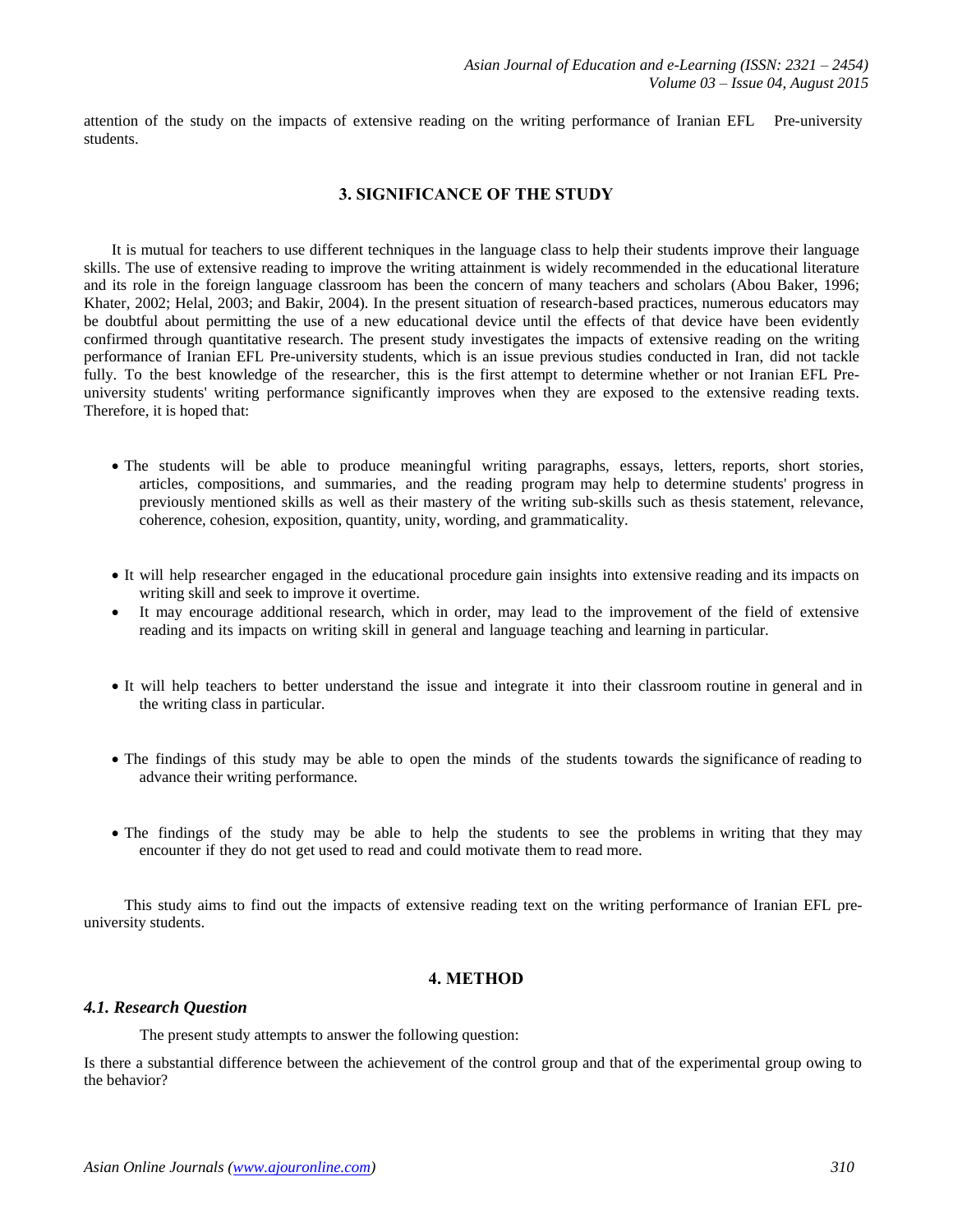attention of the study on the impacts of extensive reading on the writing performance of Iranian EFL Pre-university students.

## 3. SIGNIFICANCE OF THE STUDY

It is mutual for teachers to use different techniques in the language class to help their students improve their language skills. The use of extensive reading to improve the writing attainment is widely recommended in the educational literature and its role in the foreign language classroom has been the concern of many teachers and scholars (Abou Baker, 1996; Khater, 2002; Helal, 2003; and Bakir, 2004). In the present situation of research-based practices, numerous educators may be doubtful about permitting the use of a new educational device until the effects of that device have been evidently confirmed through quantitative research. The present study investigates the impacts of extensive reading on the writing performance of Iranian EFL Pre-university students, which is an issue previous studies conducted in Iran, did not tackle fully. To the best knowledge of the researcher, this is the first attempt to determine whether or not Iranian EFL Pre-university students' writing performance significantly improves when they are exposed to the extensive reading texts. Therefore, it is hoped that:

- The students will be able to produce meaningful writing paragraphs, essays, letters, reports, short stories, articles, compositions, and summaries, and the reading program may help to determine students' progress in previously mentioned skills as well as their mastery of the writing sub-skills such as thesis statement, relevance, coherence, cohesion, exposition, quantity, unity, wording, and grammaticality.
- It will help researcher engaged in the educational procedure gain insights into extensive reading and its impacts on writing skill and seek to improve it overtime.
- It may encourage additional research, which in order, may lead to the improvement of the field of extensive reading and its impacts on writing skill in general and language teaching and learning in particular.
- It will help teachers to better understand the issue and integrate it into their classroom routine in general and in the writing class in particular.
- The findings of this study may be able to open the minds of the students towards the significance of reading to advance their writing performance.
- The findings of the study may be able to help the students to see the problems in writing that they may encounter if they do not get used to read and could motivate them to read more.

This study aims to find out the impacts of extensive reading text on the writing performance of Iranian EFL pre-university students.

## 4. METHOD

### *4.1. Research Question*

The present study attempts to answer the following question:

Is there a substantial difference between the achievement of the control group and that of the experimental group owing to the behavior?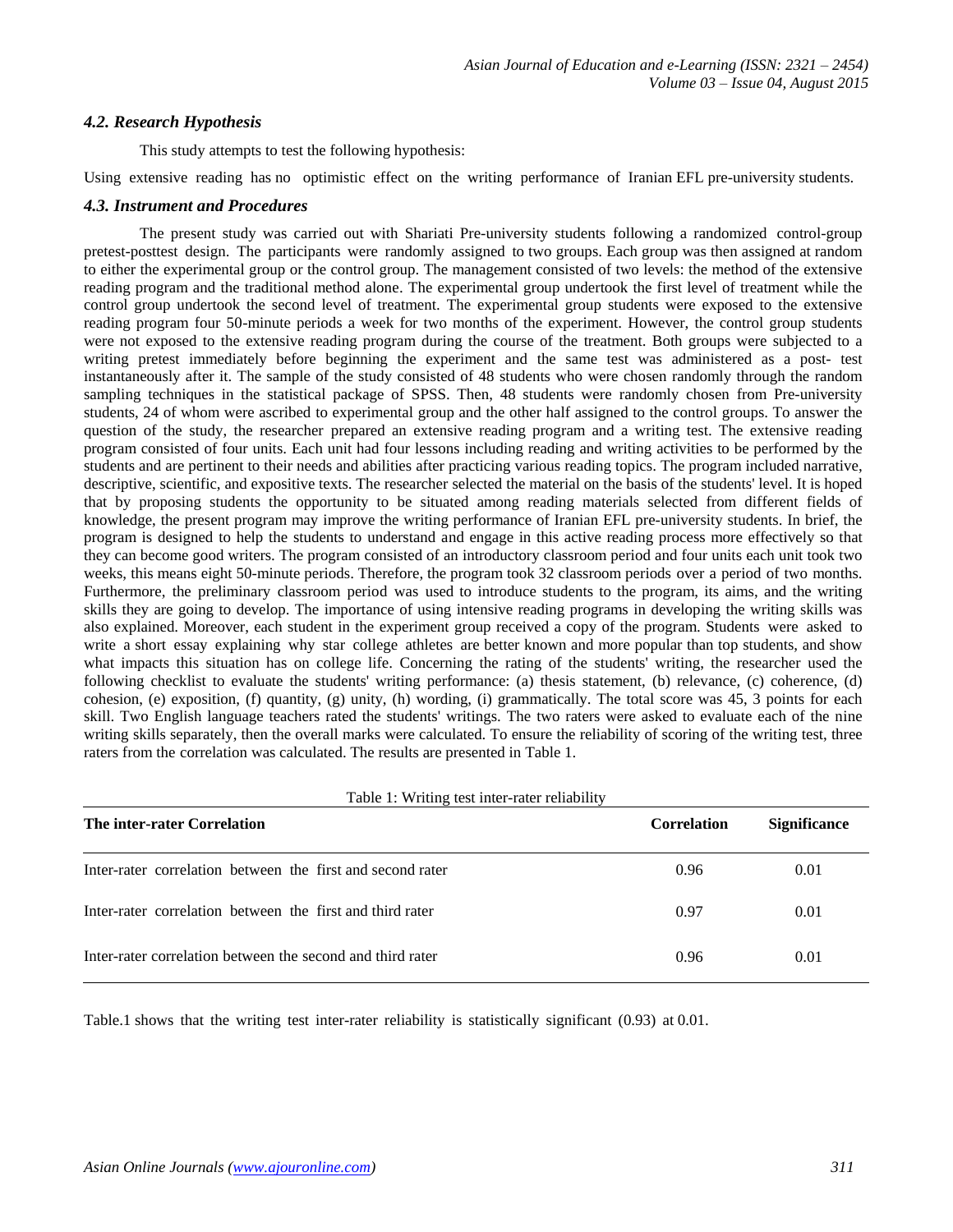### *4.2. Research Hypothesis*

This study attempts to test the following hypothesis:

Using extensive reading has no optimistic effect on the writing performance of Iranian EFL pre-university students.

### *4.3. Instrument and Procedures*

The present study was carried out with Shariati Pre-university students following a randomized control-group pretest-posttest design. The participants were randomly assigned to two groups. Each group was then assigned at random to either the experimental group or the control group. The management consisted of two levels: the method of the extensive reading program and the traditional method alone. The experimental group undertook the first level of treatment while the control group undertook the second level of treatment. The experimental group students were exposed to the extensive reading program four 50-minute periods a week for two months of the experiment. However, the control group students were not exposed to the extensive reading program during the course of the treatment. Both groups were subjected to a writing pretest immediately before beginning the experiment and the same test was administered as a post- test instantaneously after it. The sample of the study consisted of 48 students who were chosen randomly through the random sampling techniques in the statistical package of SPSS. Then, 48 students were randomly chosen from Pre-university students, 24 of whom were ascribed to experimental group and the other half assigned to the control groups. To answer the question of the study, the researcher prepared an extensive reading program and a writing test. The extensive reading program consisted of four units. Each unit had four lessons including reading and writing activities to be performed by the students and are pertinent to their needs and abilities after practicing various reading topics. The program included narrative, descriptive, scientific, and expositive texts. The researcher selected the material on the basis of the students' level. It is hoped that by proposing students the opportunity to be situated among reading materials selected from different fields of knowledge, the present program may improve the writing performance of Iranian EFL pre-university students. In brief, the program is designed to help the students to understand and engage in this active reading process more effectively so that they can become good writers. The program consisted of an introductory classroom period and four units each unit took two weeks, this means eight 50-minute periods. Therefore, the program took 32 classroom periods over a period of two months. Furthermore, the preliminary classroom period was used to introduce students to the program, its aims, and the writing skills they are going to develop. The importance of using intensive reading programs in developing the writing skills was also explained. Moreover, each student in the experiment group received a copy of the program. Students were asked to write a short essay explaining why star college athletes are better known and more popular than top students, and show what impacts this situation has on college life. Concerning the rating of the students' writing, the researcher used the following checklist to evaluate the students' writing performance: (a) thesis statement, (b) relevance, (c) coherence, (d) cohesion, (e) exposition, (f) quantity, (g) unity, (h) wording, (i) grammatically. The total score was 45, 3 points for each skill. Two English language teachers rated the students' writings. The two raters were asked to evaluate each of the nine writing skills separately, then the overall marks were calculated. To ensure the reliability of scoring of the writing test, three raters from the correlation was calculated. The results are presented in Table 1.

Table 1: Writing test inter-rater reliability

| The inter-rater Correlation | Correlation | Significance |
| --- | --- | --- |
| Inter-rater correlation between the first and second rater | 0.96 | 0.01 |
| Inter-rater correlation between the first and third rater | 0.97 | 0.01 |
| Inter-rater correlation between the second and third rater | 0.96 | 0.01 |

Table.1 shows that the writing test inter-rater reliability is statistically significant (0.93) at 0.01.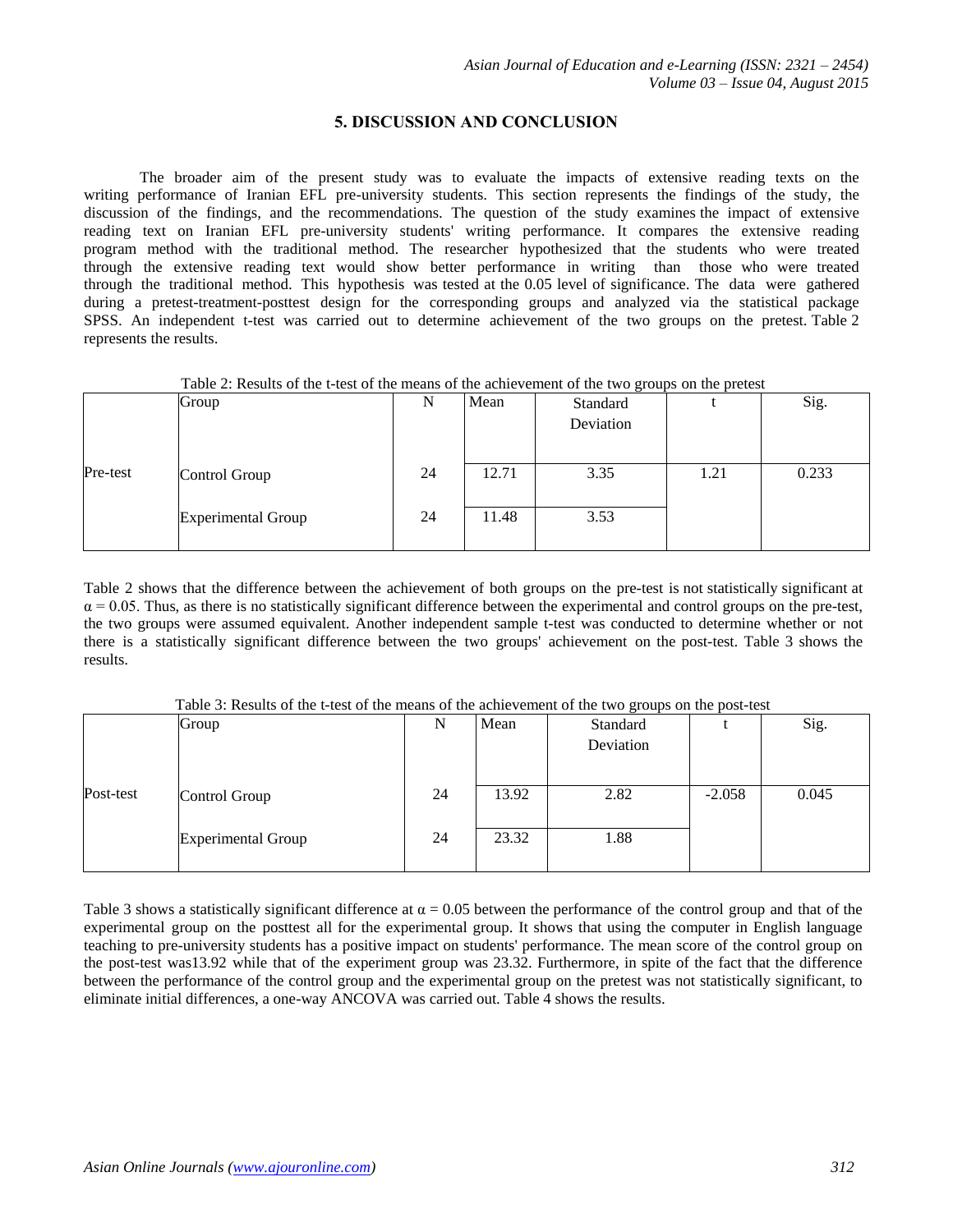## 5. DISCUSSION AND CONCLUSION

The broader aim of the present study was to evaluate the impacts of extensive reading texts on the writing performance of Iranian EFL pre-university students. This section represents the findings of the study, the discussion of the findings, and the recommendations. The question of the study examines the impact of extensive reading text on Iranian EFL pre-university students' writing performance. It compares the extensive reading program method with the traditional method. The researcher hypothesized that the students who were treated through the extensive reading text would show better performance in writing than those who were treated through the traditional method. This hypothesis was tested at the 0.05 level of significance. The data were gathered during a pretest-treatment-posttest design for the corresponding groups and analyzed via the statistical package SPSS. An independent t-test was carried out to determine achievement of the two groups on the pretest. Table 2 represents the results.

Table 2: Results of the t-test of the means of the achievement of the two groups on the pretest

| | Group | N | Mean | Standard Deviation | t | Sig. |
|---|---|---|---|---|---|---|
| Pre-test | Control Group | 24 | 12.71 | 3.35 | 1.21 | 0.233 |
| | Experimental Group | 24 | 11.48 | 3.53 | | |

Table 2 shows that the difference between the achievement of both groups on the pre-test is not statistically significant at $\alpha = 0.05$. Thus, as there is no statistically significant difference between the experimental and control groups on the pre-test, the two groups were assumed equivalent. Another independent sample t-test was conducted to determine whether or not there is a statistically significant difference between the two groups' achievement on the post-test. Table 3 shows the results.

Table 3: Results of the t-test of the means of the achievement of the two groups on the post-test

| | Group | N | Mean | Standard Deviation | t | Sig. |
|---|---|---|---|---|---|---|
| Post-test | Control Group | 24 | 13.92 | 2.82 | -2.058 | 0.045 |
| | Experimental Group | 24 | 23.32 | 1.88 | | |

Table 3 shows a statistically significant difference at $\alpha = 0.05$ between the performance of the control group and that of the experimental group on the posttest all for the experimental group. It shows that using the computer in English language teaching to pre-university students has a positive impact on students' performance. The mean score of the control group on the post-test was13.92 while that of the experiment group was 23.32. Furthermore, in spite of the fact that the difference between the performance of the control group and the experimental group on the pretest was not statistically significant, to eliminate initial differences, a one-way ANCOVA was carried out. Table 4 shows the results.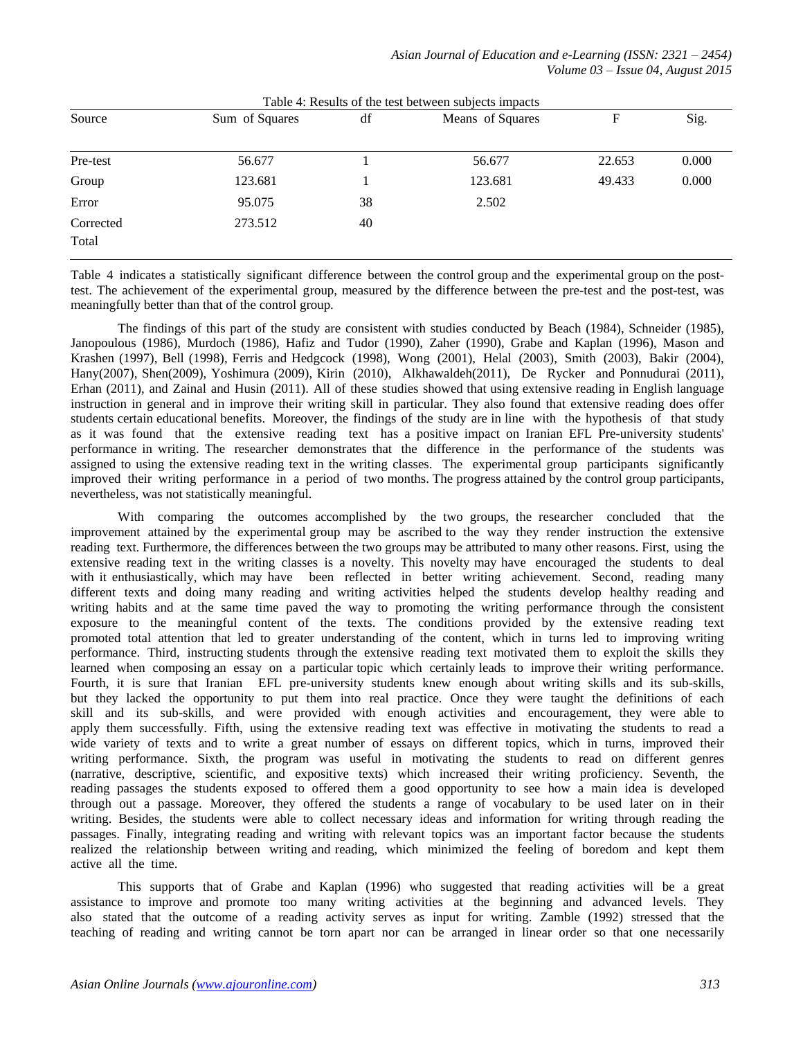Table 4: Results of the test between subjects impacts

| Source | Sum of Squares | df | Means of Squares | F | Sig. |
|---|---|---|---|---|---|
| Pre-test | 56.677 | 1 | 56.677 | 22.653 | 0.000 |
| Group | 123.681 | 1 | 123.681 | 49.433 | 0.000 |
| Error | 95.075 | 38 | 2.502 | | |
| Corrected Total | 273.512 | 40 | | | |

Table 4 indicates a statistically significant difference between the control group and the experimental group on the post-test. The achievement of the experimental group, measured by the difference between the pre-test and the post-test, was meaningfully better than that of the control group.

The findings of this part of the study are consistent with studies conducted by Beach (1984), Schneider (1985), Janopoulous (1986), Murdoch (1986), Hafiz and Tudor (1990), Zaher (1990), Grabe and Kaplan (1996), Mason and Krashen (1997), Bell (1998), Ferris and Hedgcock (1998), Wong (2001), Helal (2003), Smith (2003), Bakir (2004), Hany(2007), Shen(2009), Yoshimura (2009), Kirin (2010), Alkhawaldeh(2011), De Rycker and Ponnudurai (2011), Erhan (2011), and Zainal and Husin (2011). All of these studies showed that using extensive reading in English language instruction in general and in improve their writing skill in particular. They also found that extensive reading does offer students certain educational benefits. Moreover, the findings of the study are in line with the hypothesis of that study as it was found that the extensive reading text has a positive impact on Iranian EFL Pre-university students' performance in writing. The researcher demonstrates that the difference in the performance of the students was assigned to using the extensive reading text in the writing classes. The experimental group participants significantly improved their writing performance in a period of two months. The progress attained by the control group participants, nevertheless, was not statistically meaningful.

With comparing the outcomes accomplished by the two groups, the researcher concluded that the improvement attained by the experimental group may be ascribed to the way they render instruction the extensive reading text. Furthermore, the differences between the two groups may be attributed to many other reasons. First, using the extensive reading text in the writing classes is a novelty. This novelty may have encouraged the students to deal with it enthusiastically, which may have been reflected in better writing achievement. Second, reading many different texts and doing many reading and writing activities helped the students develop healthy reading and writing habits and at the same time paved the way to promoting the writing performance through the consistent exposure to the meaningful content of the texts. The conditions provided by the extensive reading text promoted total attention that led to greater understanding of the content, which in turns led to improving writing performance. Third, instructing students through the extensive reading text motivated them to exploit the skills they learned when composing an essay on a particular topic which certainly leads to improve their writing performance. Fourth, it is sure that Iranian EFL pre-university students knew enough about writing skills and its sub-skills, but they lacked the opportunity to put them into real practice. Once they were taught the definitions of each skill and its sub-skills, and were provided with enough activities and encouragement, they were able to apply them successfully. Fifth, using the extensive reading text was effective in motivating the students to read a wide variety of texts and to write a great number of essays on different topics, which in turns, improved their writing performance. Sixth, the program was useful in motivating the students to read on different genres (narrative, descriptive, scientific, and expositive texts) which increased their writing proficiency. Seventh, the reading passages the students exposed to offered them a good opportunity to see how a main idea is developed through out a passage. Moreover, they offered the students a range of vocabulary to be used later on in their writing. Besides, the students were able to collect necessary ideas and information for writing through reading the passages. Finally, integrating reading and writing with relevant topics was an important factor because the students realized the relationship between writing and reading, which minimized the feeling of boredom and kept them active all the time.

This supports that of Grabe and Kaplan (1996) who suggested that reading activities will be a great assistance to improve and promote too many writing activities at the beginning and advanced levels. They also stated that the outcome of a reading activity serves as input for writing. Zamble (1992) stressed that the teaching of reading and writing cannot be torn apart nor can be arranged in linear order so that one necessarily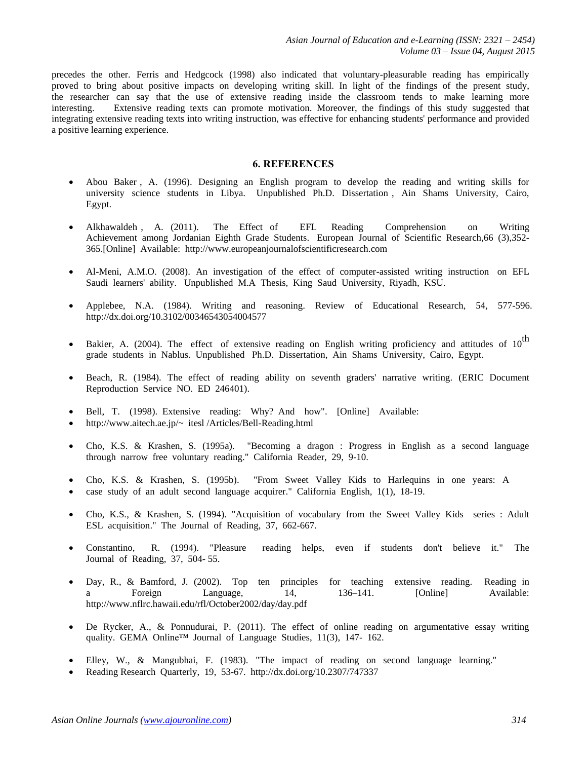precedes the other. Ferris and Hedgcock (1998) also indicated that voluntary-pleasurable reading has empirically proved to bring about positive impacts on developing writing skill. In light of the findings of the present study, the researcher can say that the use of extensive reading inside the classroom tends to make learning more interesting. Extensive reading texts can promote motivation. Moreover, the findings of this study suggested that integrating extensive reading texts into writing instruction, was effective for enhancing students' performance and provided a positive learning experience.

## 6. REFERENCES

- Abou Baker , A. (1996). Designing an English program to develop the reading and writing skills for university science students in Libya. Unpublished Ph.D. Dissertation , Ain Shams University, Cairo, Egypt.

- Alkhawaldeh , A. (2011). The Effect of EFL Reading Comprehension on Writing Achievement among Jordanian Eighth Grade Students. European Journal of Scientific Research,66 (3),352-365.[Online] Available: http://www.europeanjournalofscientificresearch.com

- Al-Meni, A.M.O. (2008). An investigation of the effect of computer-assisted writing instruction on EFL Saudi learners' ability. Unpublished M.A Thesis, King Saud University, Riyadh, KSU.

- Applebee, N.A. (1984). Writing and reasoning. Review of Educational Research, 54, 577-596. http://dx.doi.org/10.3102/00346543054004577

- Bakier, A. (2004). The effect of extensive reading on English writing proficiency and attitudes of 10th grade students in Nablus. Unpublished Ph.D. Dissertation, Ain Shams University, Cairo, Egypt.

- Beach, R. (1984). The effect of reading ability on seventh graders' narrative writing. (ERIC Document Reproduction Service NO. ED 246401).

- Bell, T. (1998). Extensive reading: Why? And how". [Online] Available:
- http://www.aitech.ae.jp/~ itesl /Articles/Bell-Reading.html

- Cho, K.S. & Krashen, S. (1995a). "Becoming a dragon : Progress in English as a second language through narrow free voluntary reading." California Reader, 29, 9-10.

- Cho, K.S. & Krashen, S. (1995b). "From Sweet Valley Kids to Harlequins in one years: A
- case study of an adult second language acquirer." California English, 1(1), 18-19.

- Cho, K.S., & Krashen, S. (1994). "Acquisition of vocabulary from the Sweet Valley Kids series : Adult ESL acquisition." The Journal of Reading, 37, 662-667.

- Constantino, R. (1994). "Pleasure reading helps, even if students don't believe it." The Journal of Reading, 37, 504- 55.

- Day, R., & Bamford, J. (2002). Top ten principles for teaching extensive reading. Reading in a Foreign Language, 14, 136–141. [Online] Available: http://www.nflrc.hawaii.edu/rfl/October2002/day/day.pdf

- De Rycker, A., & Ponnudurai, P. (2011). The effect of online reading on argumentative essay writing quality. GEMA Online™ Journal of Language Studies, 11(3), 147- 162.

- Elley, W., & Mangubhai, F. (1983). "The impact of reading on second language learning."
- Reading Research Quarterly, 19, 53-67. http://dx.doi.org/10.2307/747337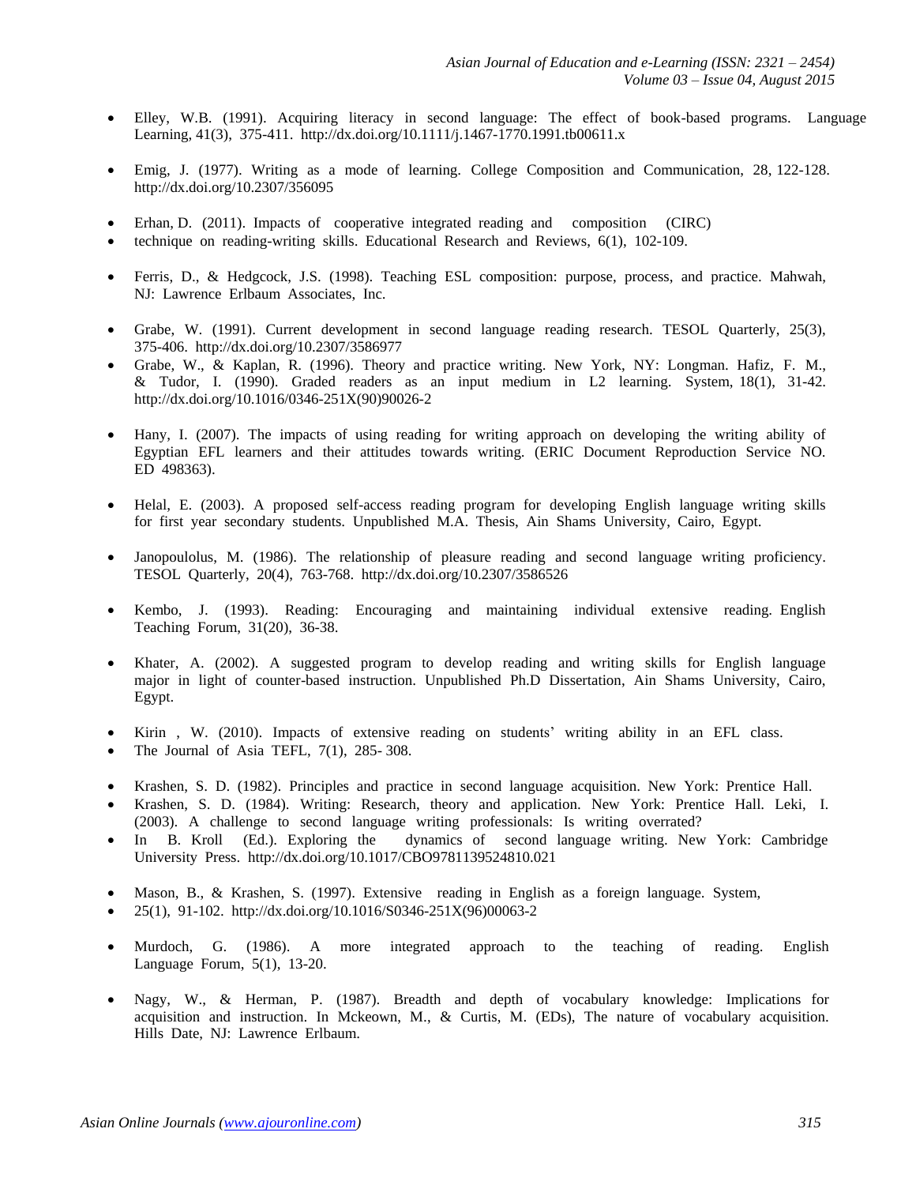- Elley, W.B. (1991). Acquiring literacy in second language: The effect of book-based programs. Language Learning, 41(3), 375-411. http://dx.doi.org/10.1111/j.1467-1770.1991.tb00611.x

- Emig, J. (1977). Writing as a mode of learning. College Composition and Communication, 28, 122-128. http://dx.doi.org/10.2307/356095

- Erhan, D. (2011). Impacts of cooperative integrated reading and composition (CIRC)
- technique on reading-writing skills. Educational Research and Reviews, 6(1), 102-109.

- Ferris, D., & Hedgcock, J.S. (1998). Teaching ESL composition: purpose, process, and practice. Mahwah, NJ: Lawrence Erlbaum Associates, Inc.

- Grabe, W. (1991). Current development in second language reading research. TESOL Quarterly, 25(3), 375-406. http://dx.doi.org/10.2307/3586977
- Grabe, W., & Kaplan, R. (1996). Theory and practice writing. New York, NY: Longman. Hafiz, F. M., & Tudor, I. (1990). Graded readers as an input medium in L2 learning. System, 18(1), 31-42. http://dx.doi.org/10.1016/0346-251X(90)90026-2

- Hany, I. (2007). The impacts of using reading for writing approach on developing the writing ability of Egyptian EFL learners and their attitudes towards writing. (ERIC Document Reproduction Service NO. ED 498363).

- Helal, E. (2003). A proposed self-access reading program for developing English language writing skills for first year secondary students. Unpublished M.A. Thesis, Ain Shams University, Cairo, Egypt.

- Janopoulolus, M. (1986). The relationship of pleasure reading and second language writing proficiency. TESOL Quarterly, 20(4), 763-768. http://dx.doi.org/10.2307/3586526

- Kembo, J. (1993). Reading: Encouraging and maintaining individual extensive reading. English Teaching Forum, 31(20), 36-38.

- Khater, A. (2002). A suggested program to develop reading and writing skills for English language major in light of counter-based instruction. Unpublished Ph.D Dissertation, Ain Shams University, Cairo, Egypt.

- Kirin , W. (2010). Impacts of extensive reading on students' writing ability in an EFL class.
- The Journal of Asia TEFL, 7(1), 285- 308.

- Krashen, S. D. (1982). Principles and practice in second language acquisition. New York: Prentice Hall.
- Krashen, S. D. (1984). Writing: Research, theory and application. New York: Prentice Hall. Leki, I. (2003). A challenge to second language writing professionals: Is writing overrated?
- In B. Kroll (Ed.). Exploring the dynamics of second language writing. New York: Cambridge University Press. http://dx.doi.org/10.1017/CBO9781139524810.021

- Mason, B., & Krashen, S. (1997). Extensive reading in English as a foreign language. System,
- 25(1), 91-102. http://dx.doi.org/10.1016/S0346-251X(96)00063-2

- Murdoch, G. (1986). A more integrated approach to the teaching of reading. English Language Forum, 5(1), 13-20.

- Nagy, W., & Herman, P. (1987). Breadth and depth of vocabulary knowledge: Implications for acquisition and instruction. In Mckeown, M., & Curtis, M. (EDs), The nature of vocabulary acquisition. Hills Date, NJ: Lawrence Erlbaum.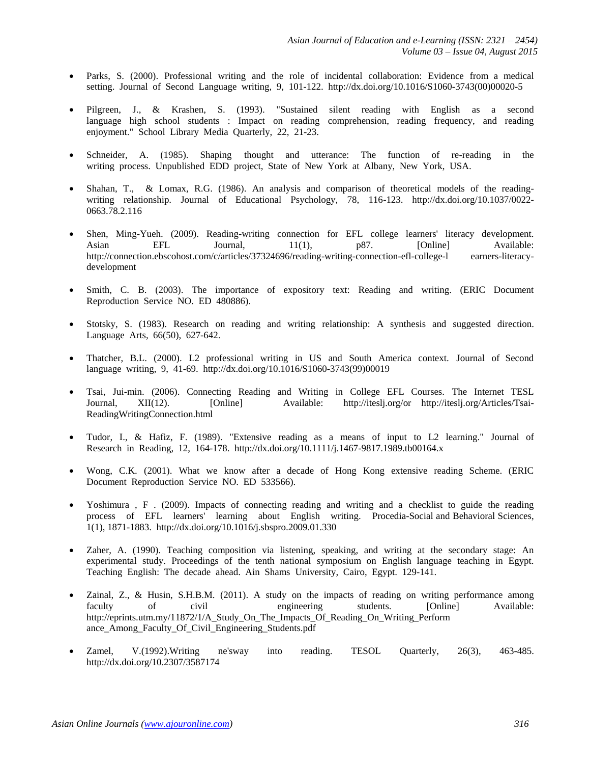- Parks, S. (2000). Professional writing and the role of incidental collaboration: Evidence from a medical setting. Journal of Second Language writing, 9, 101-122. http://dx.doi.org/10.1016/S1060-3743(00)00020-5

- Pilgreen, J., & Krashen, S. (1993). "Sustained silent reading with English as a second language high school students : Impact on reading comprehension, reading frequency, and reading enjoyment." School Library Media Quarterly, 22, 21-23.

- Schneider, A. (1985). Shaping thought and utterance: The function of re-reading in the writing process. Unpublished EDD project, State of New York at Albany, New York, USA.

- Shahan, T., & Lomax, R.G. (1986). An analysis and comparison of theoretical models of the reading-writing relationship. Journal of Educational Psychology, 78, 116-123. http://dx.doi.org/10.1037/0022-0663.78.2.116

- Shen, Ming-Yueh. (2009). Reading-writing connection for EFL college learners' literacy development. Asian EFL Journal, 11(1), p87. [Online] Available: http://connection.ebscohost.com/c/articles/37324696/reading-writing-connection-efl-college-l earners-literacy-development

- Smith, C. B. (2003). The importance of expository text: Reading and writing. (ERIC Document Reproduction Service NO. ED 480886).

- Stotsky, S. (1983). Research on reading and writing relationship: A synthesis and suggested direction. Language Arts, 66(50), 627-642.

- Thatcher, B.L. (2000). L2 professional writing in US and South America context. Journal of Second language writing, 9, 41-69. http://dx.doi.org/10.1016/S1060-3743(99)00019

- Tsai, Jui-min. (2006). Connecting Reading and Writing in College EFL Courses. The Internet TESL Journal, XII(12). [Online] Available: http://iteslj.org/or http://iteslj.org/Articles/Tsai-ReadingWritingConnection.html

- Tudor, I., & Hafiz, F. (1989). "Extensive reading as a means of input to L2 learning." Journal of Research in Reading, 12, 164-178. http://dx.doi.org/10.1111/j.1467-9817.1989.tb00164.x

- Wong, C.K. (2001). What we know after a decade of Hong Kong extensive reading Scheme. (ERIC Document Reproduction Service NO. ED 533566).

- Yoshimura , F . (2009). Impacts of connecting reading and writing and a checklist to guide the reading process of EFL learners' learning about English writing. Procedia-Social and Behavioral Sciences, 1(1), 1871-1883. http://dx.doi.org/10.1016/j.sbspro.2009.01.330

- Zaher, A. (1990). Teaching composition via listening, speaking, and writing at the secondary stage: An experimental study. Proceedings of the tenth national symposium on English language teaching in Egypt. Teaching English: The decade ahead. Ain Shams University, Cairo, Egypt. 129-141.

- Zainal, Z., & Husin, S.H.B.M. (2011). A study on the impacts of reading on writing performance among faculty of civil engineering students. [Online] Available: http://eprints.utm.my/11872/1/A_Study_On_The_Impacts_Of_Reading_On_Writing_Perform ance_Among_Faculty_Of_Civil_Engineering_Students.pdf

- Zamel, V.(1992).Writing ne'sway into reading. TESOL Quarterly, 26(3), 463-485. http://dx.doi.org/10.2307/3587174